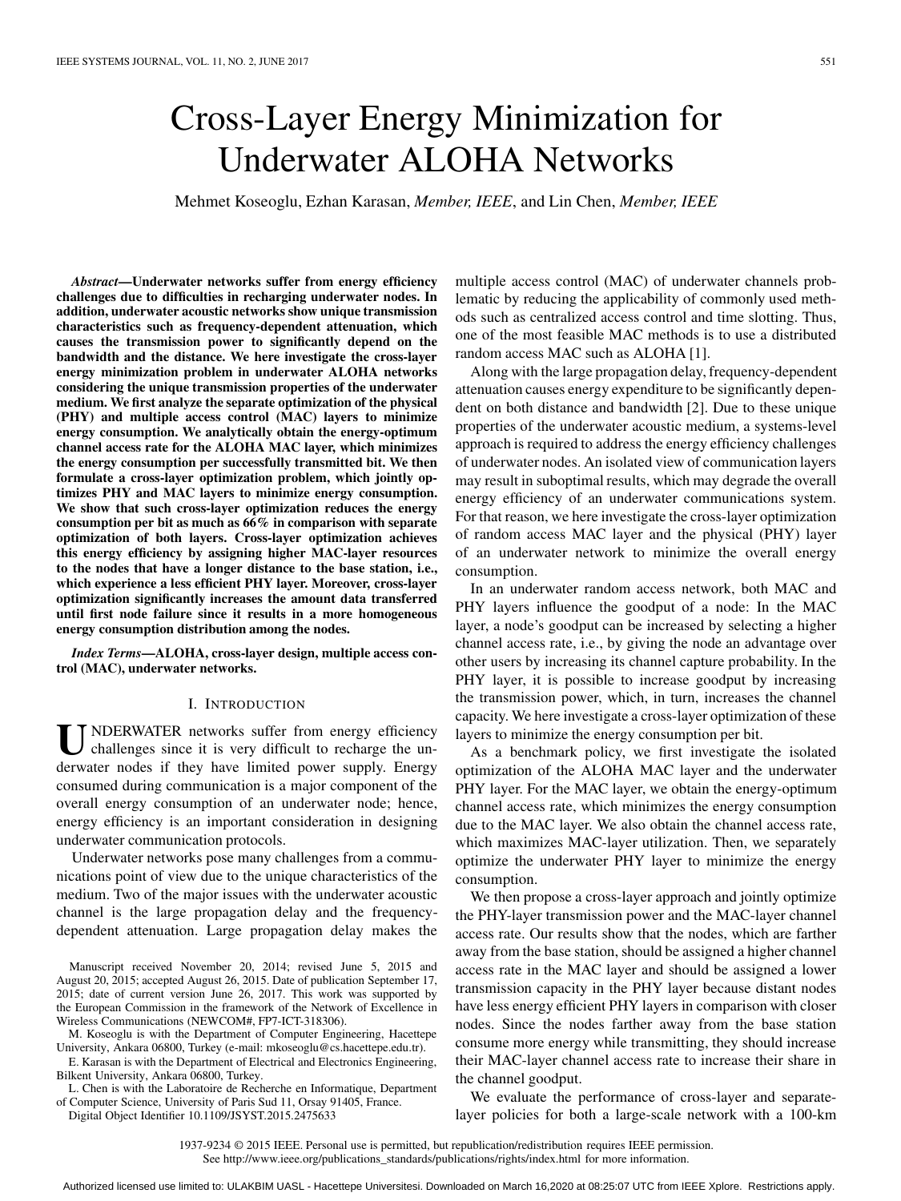# Cross-Layer Energy Minimization for Underwater ALOHA Networks

Mehmet Koseoglu, Ezhan Karasan, *Member, IEEE*, and Lin Chen, *Member, IEEE*

***Abstract*—Underwater networks suffer from energy efficiency challenges due to difficulties in recharging underwater nodes. In addition, underwater acoustic networks show unique transmission characteristics such as frequency-dependent attenuation, which causes the transmission power to significantly depend on the bandwidth and the distance. We here investigate the cross-layer energy minimization problem in underwater ALOHA networks considering the unique transmission properties of the underwater medium. We first analyze the separate optimization of the physical (PHY) and multiple access control (MAC) layers to minimize energy consumption. We analytically obtain the energy-optimum channel access rate for the ALOHA MAC layer, which minimizes the energy consumption per successfully transmitted bit. We then formulate a cross-layer optimization problem, which jointly optimizes PHY and MAC layers to minimize energy consumption. We show that such cross-layer optimization reduces the energy consumption per bit as much as 66% in comparison with separate optimization of both layers. Cross-layer optimization achieves this energy efficiency by assigning higher MAC-layer resources to the nodes that have a longer distance to the base station, i.e., which experience a less efficient PHY layer. Moreover, cross-layer optimization significantly increases the amount data transferred until first node failure since it results in a more homogeneous energy consumption distribution among the nodes.**

***Index Terms*—ALOHA, cross-layer design, multiple access control (MAC), underwater networks.**

## I. Introduction

Underwater networks suffer from energy efficiency challenges since it is very difficult to recharge the underwater nodes if they have limited power supply. Energy consumed during communication is a major component of the overall energy consumption of an underwater node; hence, energy efficiency is an important consideration in designing underwater communication protocols.

Underwater networks pose many challenges from a communications point of view due to the unique characteristics of the medium. Two of the major issues with the underwater acoustic channel is the large propagation delay and the frequency-dependent attenuation. Large propagation delay makes the multiple access control (MAC) of underwater channels problematic by reducing the applicability of commonly used methods such as centralized access control and time slotting. Thus, one of the most feasible MAC methods is to use a distributed random access MAC such as ALOHA [1].

Along with the large propagation delay, frequency-dependent attenuation causes energy expenditure to be significantly dependent on both distance and bandwidth [2]. Due to these unique properties of the underwater acoustic medium, a systems-level approach is required to address the energy efficiency challenges of underwater nodes. An isolated view of communication layers may result in suboptimal results, which may degrade the overall energy efficiency of an underwater communications system. For that reason, we here investigate the cross-layer optimization of random access MAC layer and the physical (PHY) layer of an underwater network to minimize the overall energy consumption.

In an underwater random access network, both MAC and PHY layers influence the goodput of a node: In the MAC layer, a node's goodput can be increased by selecting a higher channel access rate, i.e., by giving the node an advantage over other users by increasing its channel capture probability. In the PHY layer, it is possible to increase goodput by increasing the transmission power, which, in turn, increases the channel capacity. We here investigate a cross-layer optimization of these layers to minimize the energy consumption per bit.

As a benchmark policy, we first investigate the isolated optimization of the ALOHA MAC layer and the underwater PHY layer. For the MAC layer, we obtain the energy-optimum channel access rate, which minimizes the energy consumption due to the MAC layer. We also obtain the channel access rate, which maximizes MAC-layer utilization. Then, we separately optimize the underwater PHY layer to minimize the energy consumption.

We then propose a cross-layer approach and jointly optimize the PHY-layer transmission power and the MAC-layer channel access rate. Our results show that the nodes, which are farther away from the base station, should be assigned a higher channel access rate in the MAC layer and should be assigned a lower transmission capacity in the PHY layer because distant nodes have less energy efficient PHY layers in comparison with closer nodes. Since the nodes farther away from the base station consume more energy while transmitting, they should increase their MAC-layer channel access rate to increase their share in the channel goodput.

We evaluate the performance of cross-layer and separate-layer policies for both a large-scale network with a 100-km

---

Manuscript received November 20, 2014; revised June 5, 2015 and August 20, 2015; accepted August 26, 2015. Date of publication September 17, 2015; date of current version June 26, 2017. This work was supported by the European Commission in the framework of the Network of Excellence in Wireless Communications (NEWCOM#, FP7-ICT-318306).

M. Koseoglu is with the Department of Computer Engineering, Hacettepe University, Ankara 06800, Turkey (e-mail: mkoseoglu@cs.hacettepe.edu.tr).

E. Karasan is with the Department of Electrical and Electronics Engineering, Bilkent University, Ankara 06800, Turkey.

L. Chen is with the Laboratoire de Recherche en Informatique, Department of Computer Science, University of Paris Sud 11, Orsay 91405, France.

Digital Object Identifier 10.1109/JSYST.2015.2475633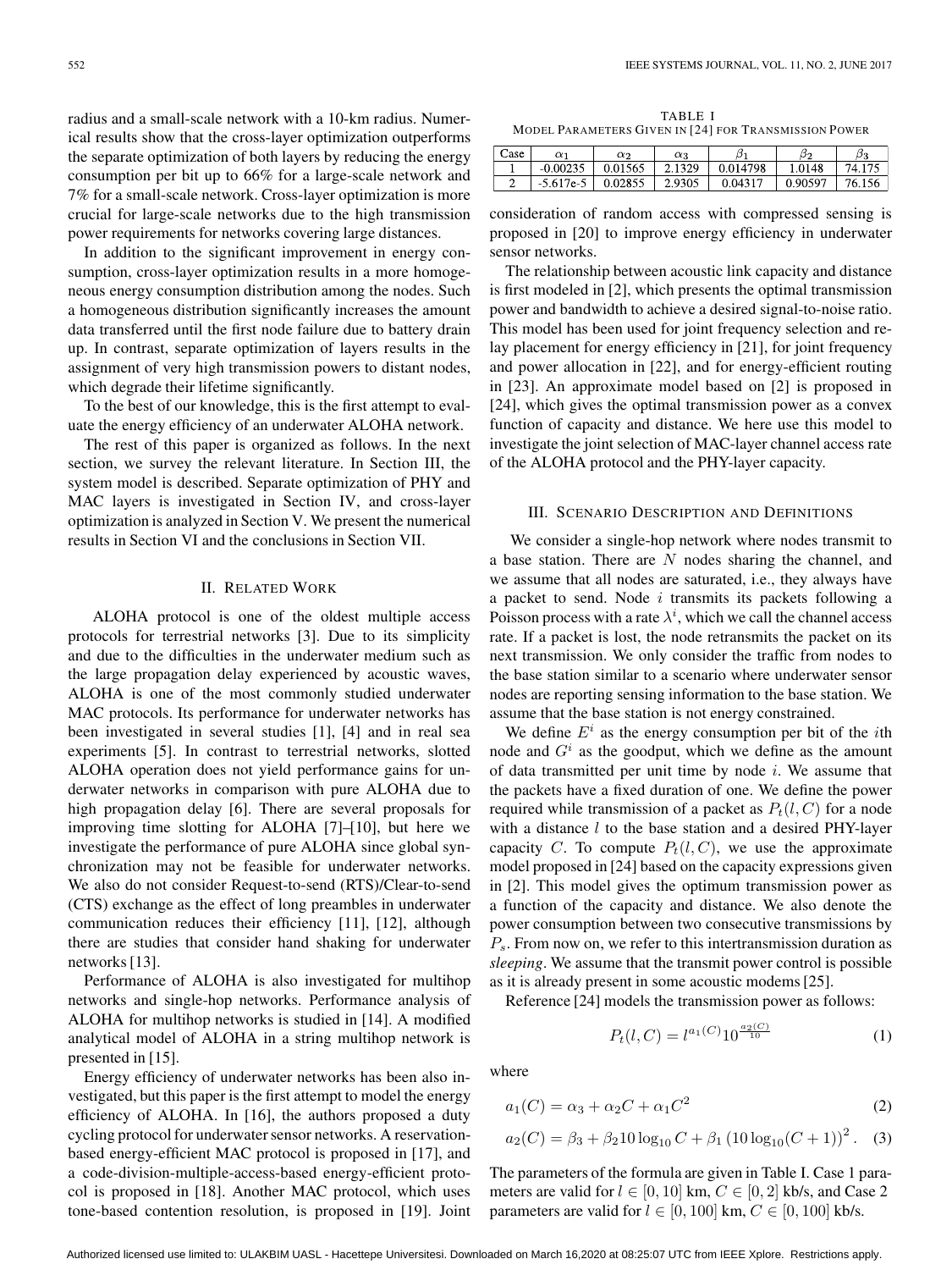radius and a small-scale network with a 10-km radius. Numerical results show that the cross-layer optimization outperforms the separate optimization of both layers by reducing the energy consumption per bit up to 66% for a large-scale network and 7% for a small-scale network. Cross-layer optimization is more crucial for large-scale networks due to the high transmission power requirements for networks covering large distances.

In addition to the significant improvement in energy consumption, cross-layer optimization results in a more homogeneous energy consumption distribution among the nodes. Such a homogeneous distribution significantly increases the amount data transferred until the first node failure due to battery drain up. In contrast, separate optimization of layers results in the assignment of very high transmission powers to distant nodes, which degrade their lifetime significantly.

To the best of our knowledge, this is the first attempt to evaluate the energy efficiency of an underwater ALOHA network.

The rest of this paper is organized as follows. In the next section, we survey the relevant literature. In Section III, the system model is described. Separate optimization of PHY and MAC layers is investigated in Section IV, and cross-layer optimization is analyzed in Section V. We present the numerical results in Section VI and the conclusions in Section VII.

## II. Related Work

ALOHA protocol is one of the oldest multiple access protocols for terrestrial networks [3]. Due to its simplicity and due to the difficulties in the underwater medium such as the large propagation delay experienced by acoustic waves, ALOHA is one of the most commonly studied underwater MAC protocols. Its performance for underwater networks has been investigated in several studies [1], [4] and in real sea experiments [5]. In contrast to terrestrial networks, slotted ALOHA operation does not yield performance gains for underwater networks in comparison with pure ALOHA due to high propagation delay [6]. There are several proposals for improving time slotting for ALOHA [7]–[10], but here we investigate the performance of pure ALOHA since global synchronization may not be feasible for underwater networks. We also do not consider Request-to-send (RTS)/Clear-to-send (CTS) exchange as the effect of long preambles in underwater communication reduces their efficiency [11], [12], although there are studies that consider hand shaking for underwater networks [13].

Performance of ALOHA is also investigated for multihop networks and single-hop networks. Performance analysis of ALOHA for multihop networks is studied in [14]. A modified analytical model of ALOHA in a string multihop network is presented in [15].

Energy efficiency of underwater networks has been also investigated, but this paper is the first attempt to model the energy efficiency of ALOHA. In [16], the authors proposed a duty cycling protocol for underwater sensor networks. A reservation-based energy-efficient MAC protocol is proposed in [17], and a code-division-multiple-access-based energy-efficient protocol is proposed in [18]. Another MAC protocol, which uses tone-based contention resolution, is proposed in [19]. Joint consideration of random access with compressed sensing is proposed in [20] to improve energy efficiency in underwater sensor networks.

The relationship between acoustic link capacity and distance is first modeled in [2], which presents the optimal transmission power and bandwidth to achieve a desired signal-to-noise ratio. This model has been used for joint frequency selection and relay placement for energy efficiency in [21], for joint frequency and power allocation in [22], and for energy-efficient routing in [23]. An approximate model based on [2] is proposed in [24], which gives the optimal transmission power as a convex function of capacity and distance. We here use this model to investigate the joint selection of MAC-layer channel access rate of the ALOHA protocol and the PHY-layer capacity.

TABLE I
MODEL PARAMETERS GIVEN IN [24] FOR TRANSMISSION POWER

| Case | $\alpha_1$ | $\alpha_2$ | $\alpha_3$ | $\beta_1$ | $\beta_2$ | $\beta_3$ |
|---|---|---|---|---|---|---|
| 1 | -0.00235 | 0.01565 | 2.1329 | 0.014798 | 1.0148 | 74.175 |
| 2 | -5.617e-5 | 0.02855 | 2.9305 | 0.04317 | 0.90597 | 76.156 |

## III. Scenario Description and Definitions

We consider a single-hop network where nodes transmit to a base station. There are $N$ nodes sharing the channel, and we assume that all nodes are saturated, i.e., they always have a packet to send. Node $i$ transmits its packets following a Poisson process with a rate $\lambda^i$, which we call the channel access rate. If a packet is lost, the node retransmits the packet on its next transmission. We only consider the traffic from nodes to the base station similar to a scenario where underwater sensor nodes are reporting sensing information to the base station. We assume that the base station is not energy constrained.

We define $E^i$ as the energy consumption per bit of the $i$th node and $G^i$ as the goodput, which we define as the amount of data transmitted per unit time by node $i$. We assume that the packets have a fixed duration of one. We define the power required while transmission of a packet as $P_t(l, C)$ for a node with a distance $l$ to the base station and a desired PHY-layer capacity $C$. To compute $P_t(l, C)$, we use the approximate model proposed in [24] based on the capacity expressions given in [2]. This model gives the optimum transmission power as a function of the capacity and distance. We also denote the power consumption between two consecutive transmissions by $P_s$. From now on, we refer to this intertransmission duration as *sleeping*. We assume that the transmit power control is possible as it is already present in some acoustic modems [25].

Reference [24] models the transmission power as follows:

$$P_t(l, C) = l^{a_1(C)} 10^{\frac{a_2(C)}{10}} \tag{1}$$

where

$$a_1(C) = \alpha_3 + \alpha_2 C + \alpha_1 C^2 \tag{2}$$

$$a_2(C) = \beta_3 + \beta_2 10 \log_{10} C + \beta_1 \left(10 \log_{10}(C + 1)\right)^2. \tag{3}$$

The parameters of the formula are given in Table I. Case 1 parameters are valid for $l \in [0, 10]$ km, $C \in [0, 2]$ kb/s, and Case 2 parameters are valid for $l \in [0, 100]$ km, $C \in [0, 100]$ kb/s.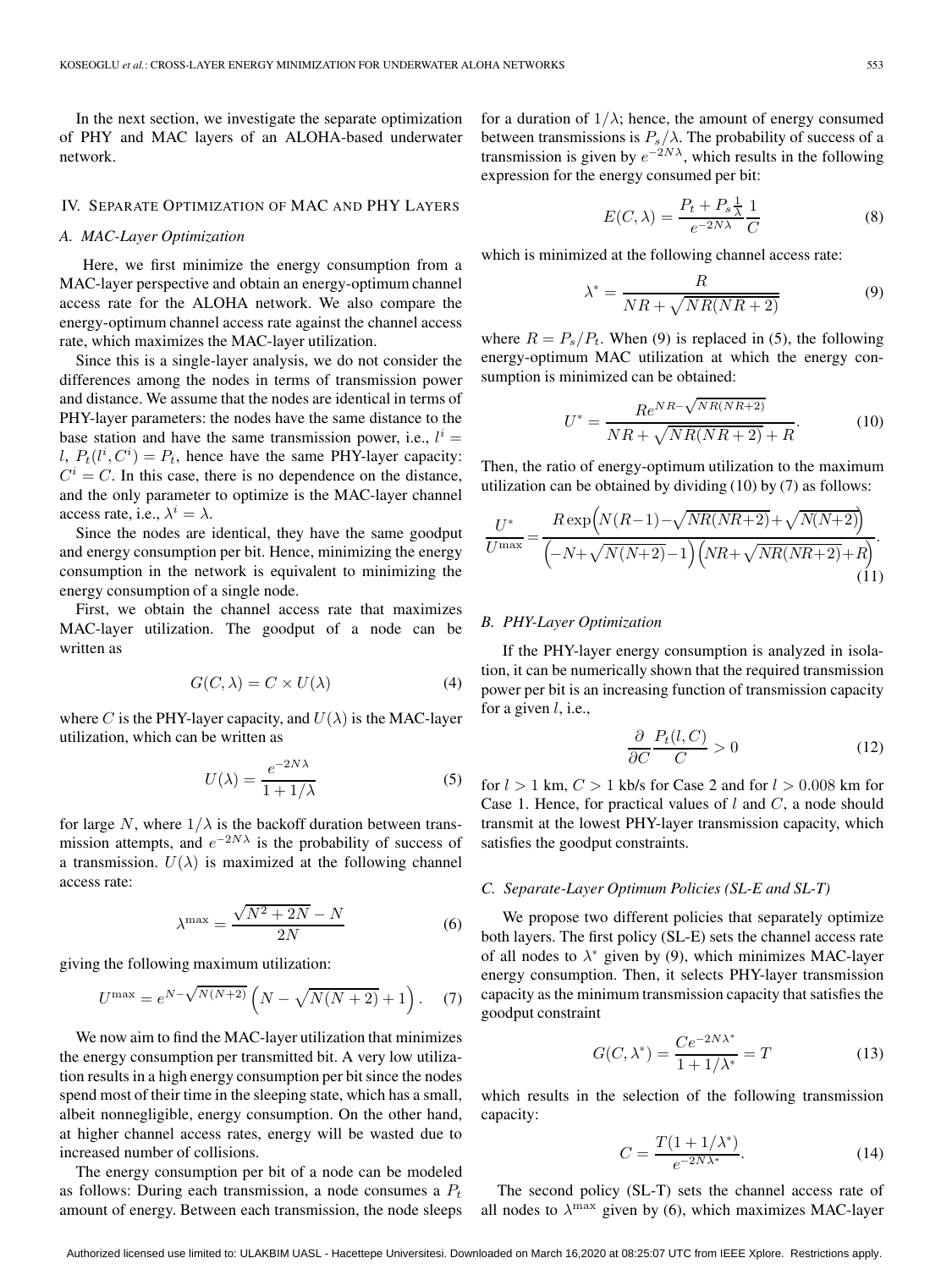In the next section, we investigate the separate optimization of PHY and MAC layers of an ALOHA-based underwater network.

## IV. Separate Optimization of MAC and PHY Layers

### A. MAC-Layer Optimization

Here, we first minimize the energy consumption from a MAC-layer perspective and obtain an energy-optimum channel access rate for the ALOHA network. We also compare the energy-optimum channel access rate against the channel access rate, which maximizes the MAC-layer utilization.

Since this is a single-layer analysis, we do not consider the differences among the nodes in terms of transmission power and distance. We assume that the nodes are identical in terms of PHY-layer parameters: the nodes have the same distance to the base station and have the same transmission power, i.e., $l^i = l$, $P_t(l^i, C^i) = P_t$, hence have the same PHY-layer capacity: $C^i = C$. In this case, there is no dependence on the distance, and the only parameter to optimize is the MAC-layer channel access rate, i.e., $\lambda^i = \lambda$.

Since the nodes are identical, they have the same goodput and energy consumption per bit. Hence, minimizing the energy consumption in the network is equivalent to minimizing the energy consumption of a single node.

First, we obtain the channel access rate that maximizes MAC-layer utilization. The goodput of a node can be written as

$$G(C, \lambda) = C \times U(\lambda) \tag{4}$$

where $C$ is the PHY-layer capacity, and $U(\lambda)$ is the MAC-layer utilization, which can be written as

$$U(\lambda) = \frac{e^{-2N\lambda}}{1 + 1/\lambda} \tag{5}$$

for large $N$, where $1/\lambda$ is the backoff duration between transmission attempts, and $e^{-2N\lambda}$ is the probability of success of a transmission. $U(\lambda)$ is maximized at the following channel access rate:

$$\lambda^{\max} = \frac{\sqrt{N^2 + 2N} - N}{2N} \tag{6}$$

giving the following maximum utilization:

$$U^{\max} = e^{N - \sqrt{N(N+2)}}\left(N - \sqrt{N(N+2)} + 1\right). \tag{7}$$

We now aim to find the MAC-layer utilization that minimizes the energy consumption per transmitted bit. A very low utilization results in a high energy consumption per bit since the nodes spend most of their time in the sleeping state, which has a small, albeit nonnegligible, energy consumption. On the other hand, at higher channel access rates, energy will be wasted due to increased number of collisions.

The energy consumption per bit of a node can be modeled as follows: During each transmission, a node consumes a $P_t$ amount of energy. Between each transmission, the node sleeps for a duration of $1/\lambda$; hence, the amount of energy consumed between transmissions is $P_s/\lambda$. The probability of success of a transmission is given by $e^{-2N\lambda}$, which results in the following expression for the energy consumed per bit:

$$E(C, \lambda) = \frac{P_t + P_s \frac{1}{\lambda}}{e^{-2N\lambda}} \frac{1}{C} \tag{8}$$

which is minimized at the following channel access rate:

$$\lambda^* = \frac{R}{NR + \sqrt{NR(NR+2)}} \tag{9}$$

where $R = P_s/P_t$. When (9) is replaced in (5), the following energy-optimum MAC utilization at which the energy consumption is minimized can be obtained:

$$U^* = \frac{Re^{NR - \sqrt{NR(NR+2)}}}{NR + \sqrt{NR(NR+2)} + R}. \tag{10}$$

Then, the ratio of energy-optimum utilization to the maximum utilization can be obtained by dividing (10) by (7) as follows:

$$\frac{U^*}{U^{\max}} = \frac{R \exp\left(N(R-1) - \sqrt{NR(NR+2)} + \sqrt{N(N+2)}\right)}{\left(-N + \sqrt{N(N+2)} - 1\right)\left(NR + \sqrt{NR(NR+2)} + R\right)}. \tag{11}$$

### B. PHY-Layer Optimization

If the PHY-layer energy consumption is analyzed in isolation, it can be numerically shown that the required transmission power per bit is an increasing function of transmission capacity for a given $l$, i.e.,

$$\frac{\partial}{\partial C} \frac{P_t(l, C)}{C} > 0 \tag{12}$$

for $l > 1$ km, $C > 1$ kb/s for Case 2 and for $l > 0.008$ km for Case 1. Hence, for practical values of $l$ and $C$, a node should transmit at the lowest PHY-layer transmission capacity, which satisfies the goodput constraints.

### C. Separate-Layer Optimum Policies (SL-E and SL-T)

We propose two different policies that separately optimize both layers. The first policy (SL-E) sets the channel access rate of all nodes to $\lambda^*$ given by (9), which minimizes MAC-layer energy consumption. Then, it selects PHY-layer transmission capacity as the minimum transmission capacity that satisfies the goodput constraint

$$G(C, \lambda^*) = \frac{Ce^{-2N\lambda^*}}{1 + 1/\lambda^*} = T \tag{13}$$

which results in the selection of the following transmission capacity:

$$C = \frac{T(1 + 1/\lambda^*)}{e^{-2N\lambda^*}}. \tag{14}$$

The second policy (SL-T) sets the channel access rate of all nodes to $\lambda^{\max}$ given by (6), which maximizes MAC-layer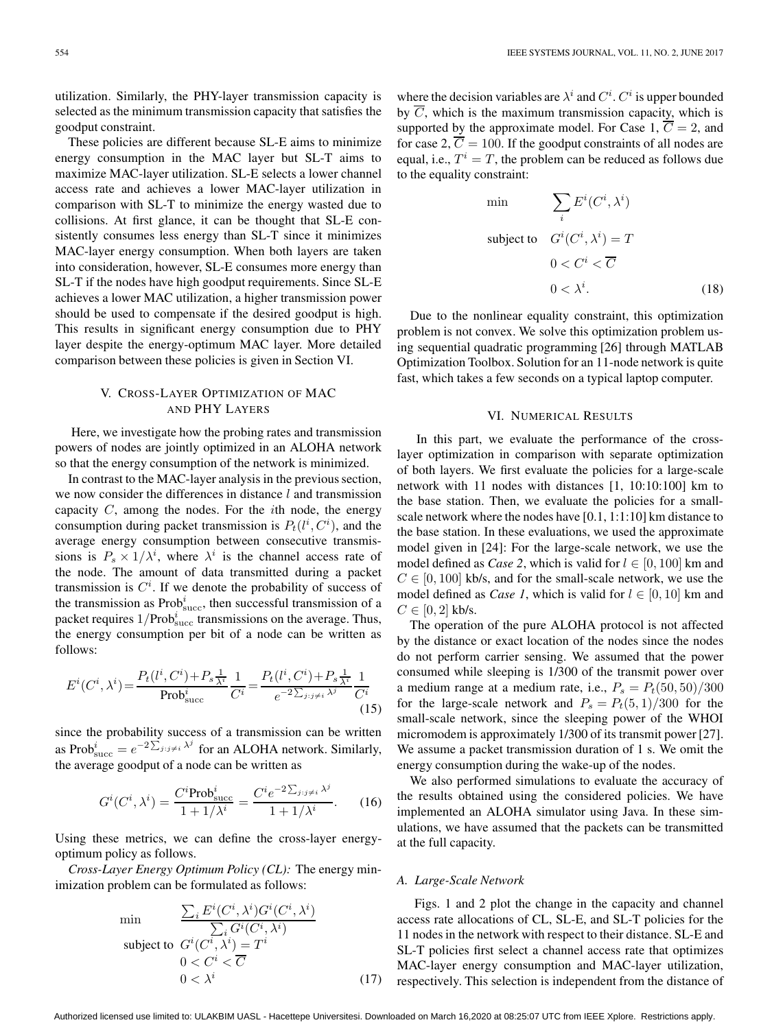utilization. Similarly, the PHY-layer transmission capacity is selected as the minimum transmission capacity that satisfies the goodput constraint.

These policies are different because SL-E aims to minimize energy consumption in the MAC layer but SL-T aims to maximize MAC-layer utilization. SL-E selects a lower channel access rate and achieves a lower MAC-layer utilization in comparison with SL-T to minimize the energy wasted due to collisions. At first glance, it can be thought that SL-E consistently consumes less energy than SL-T since it minimizes MAC-layer energy consumption. When both layers are taken into consideration, however, SL-E consumes more energy than SL-T if the nodes have high goodput requirements. Since SL-E achieves a lower MAC utilization, a higher transmission power should be used to compensate if the desired goodput is high. This results in significant energy consumption due to PHY layer despite the energy-optimum MAC layer. More detailed comparison between these policies is given in Section VI.

## V. Cross-Layer Optimization of MAC and PHY Layers

Here, we investigate how the probing rates and transmission powers of nodes are jointly optimized in an ALOHA network so that the energy consumption of the network is minimized.

In contrast to the MAC-layer analysis in the previous section, we now consider the differences in distance $l$ and transmission capacity $C$, among the nodes. For the $i$th node, the energy consumption during packet transmission is $P_t(l^i, C^i)$, and the average energy consumption between consecutive transmissions is $P_s \times 1/\lambda^i$, where $\lambda^i$ is the channel access rate of the node. The amount of data transmitted during a packet transmission is $C^i$. If we denote the probability of success of the transmission as $\text{Prob}^i_{\text{succ}}$, then successful transmission of a packet requires $1/\text{Prob}^i_{\text{succ}}$ transmissions on the average. Thus, the energy consumption per bit of a node can be written as follows:

$$E^i(C^i, \lambda^i) = \frac{P_t(l^i, C^i) + P_s \frac{1}{\lambda^i}}{\text{Prob}^i_{\text{succ}}} \frac{1}{C^i} = \frac{P_t(l^i, C^i) + P_s \frac{1}{\lambda^i}}{e^{-2\sum_{j:j\neq i} \lambda^j}} \frac{1}{C^i} \tag{15}$$

since the probability success of a transmission can be written as $\text{Prob}^i_{\text{succ}} = e^{-2\sum_{j:j\neq i} \lambda^j}$ for an ALOHA network. Similarly, the average goodput of a node can be written as

$$G^i(C^i, \lambda^i) = \frac{C^i \text{Prob}^i_{\text{succ}}}{1 + 1/\lambda^i} = \frac{C^i e^{-2\sum_{j:j\neq i} \lambda^j}}{1 + 1/\lambda^i}. \tag{16}$$

Using these metrics, we can define the cross-layer energy-optimum policy as follows.

*Cross-Layer Energy Optimum Policy (CL):* The energy minimization problem can be formulated as follows:

$$\begin{aligned} \min \quad & \frac{\sum_i E^i(C^i, \lambda^i) G^i(C^i, \lambda^i)}{\sum_i G^i(C^i, \lambda^i)} \\ \text{subject to} \quad & G^i(C^i, \lambda^i) = T^i \\ & 0 < C^i < \overline{C} \\ & 0 < \lambda^i \end{aligned} \tag{17}$$

where the decision variables are $\lambda^i$ and $C^i$. $C^i$ is upper bounded by $\overline{C}$, which is the maximum transmission capacity, which is supported by the approximate model. For Case 1, $\overline{C} = 2$, and for case 2, $\overline{C} = 100$. If the goodput constraints of all nodes are equal, i.e., $T^i = T$, the problem can be reduced as follows due to the equality constraint:

$$\begin{aligned} \min \quad & \sum_i E^i(C^i, \lambda^i) \\ \text{subject to} \quad & G^i(C^i, \lambda^i) = T \\ & 0 < C^i < \overline{C} \\ & 0 < \lambda^i. \end{aligned} \tag{18}$$

Due to the nonlinear equality constraint, this optimization problem is not convex. We solve this optimization problem using sequential quadratic programming [26] through MATLAB Optimization Toolbox. Solution for an 11-node network is quite fast, which takes a few seconds on a typical laptop computer.

## VI. Numerical Results

In this part, we evaluate the performance of the cross-layer optimization in comparison with separate optimization of both layers. We first evaluate the policies for a large-scale network with 11 nodes with distances [1, 10:10:100] km to the base station. Then, we evaluate the policies for a small-scale network where the nodes have [0.1, 1:1:10] km distance to the base station. In these evaluations, we used the approximate model given in [24]: For the large-scale network, we use the model defined as *Case 2*, which is valid for $l \in [0, 100]$ km and $C \in [0, 100]$ kb/s, and for the small-scale network, we use the model defined as *Case 1*, which is valid for $l \in [0, 10]$ km and $C \in [0, 2]$ kb/s.

The operation of the pure ALOHA protocol is not affected by the distance or exact location of the nodes since the nodes do not perform carrier sensing. We assumed that the power consumed while sleeping is 1/300 of the transmit power over a medium range at a medium rate, i.e., $P_s = P_t(50, 50)/300$ for the large-scale network and $P_s = P_t(5, 1)/300$ for the small-scale network, since the sleeping power of the WHOI micromodem is approximately 1/300 of its transmit power [27]. We assume a packet transmission duration of 1 s. We omit the energy consumption during the wake-up of the nodes.

We also performed simulations to evaluate the accuracy of the results obtained using the considered policies. We have implemented an ALOHA simulator using Java. In these simulations, we have assumed that the packets can be transmitted at the full capacity.

### A. Large-Scale Network

Figs. 1 and 2 plot the change in the capacity and channel access rate allocations of CL, SL-E, and SL-T policies for the 11 nodes in the network with respect to their distance. SL-E and SL-T policies first select a channel access rate that optimizes MAC-layer energy consumption and MAC-layer utilization, respectively. This selection is independent from the distance of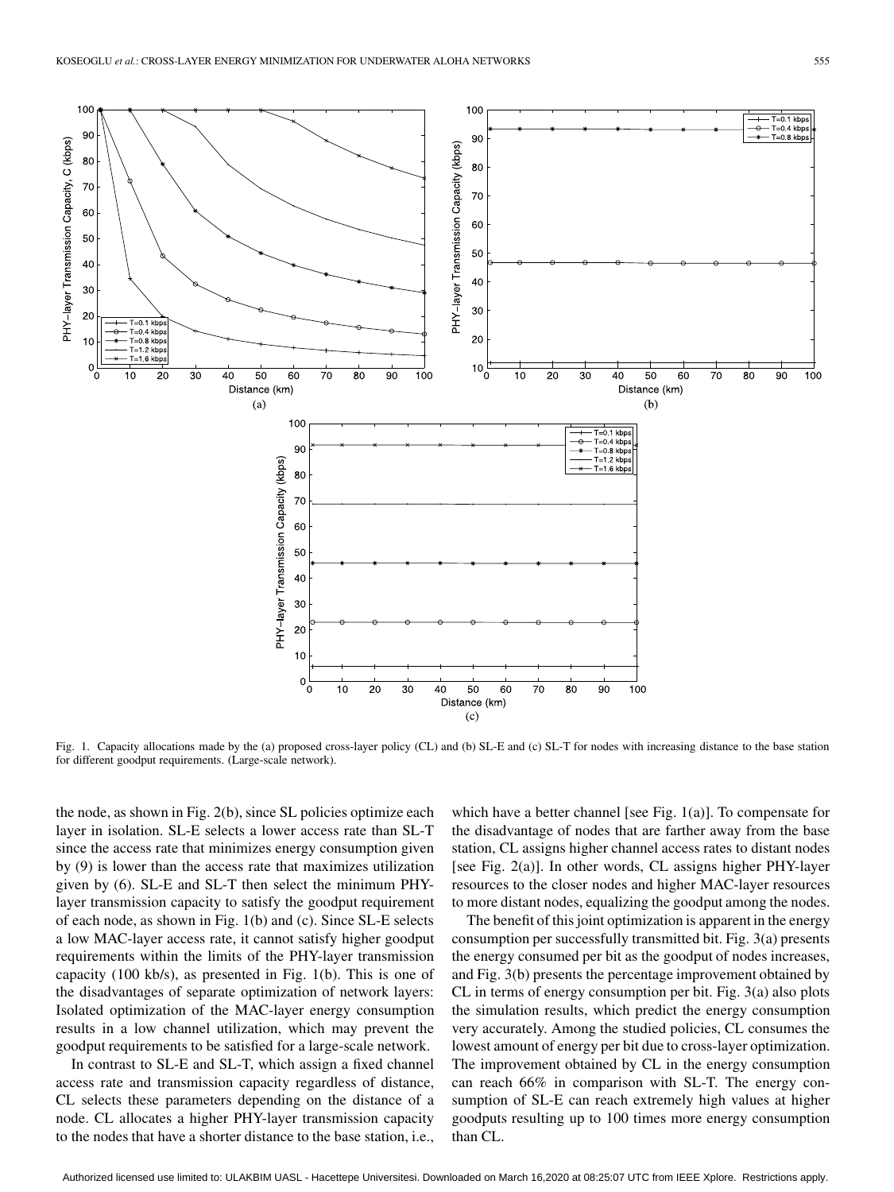Fig. 1. Capacity allocations made by the (a) proposed cross-layer policy (CL) and (b) SL-E and (c) SL-T for nodes with increasing distance to the base station for different goodput requirements. (Large-scale network).

the node, as shown in Fig. 2(b), since SL policies optimize each layer in isolation. SL-E selects a lower access rate than SL-T since the access rate that minimizes energy consumption given by (9) is lower than the access rate that maximizes utilization given by (6). SL-E and SL-T then select the minimum PHY-layer transmission capacity to satisfy the goodput requirement of each node, as shown in Fig. 1(b) and (c). Since SL-E selects a low MAC-layer access rate, it cannot satisfy higher goodput requirements within the limits of the PHY-layer transmission capacity (100 kb/s), as presented in Fig. 1(b). This is one of the disadvantages of separate optimization of network layers: Isolated optimization of the MAC-layer energy consumption results in a low channel utilization, which may prevent the goodput requirements to be satisfied for a large-scale network.

In contrast to SL-E and SL-T, which assign a fixed channel access rate and transmission capacity regardless of distance, CL selects these parameters depending on the distance of a node. CL allocates a higher PHY-layer transmission capacity to the nodes that have a shorter distance to the base station, i.e., which have a better channel [see Fig. 1(a)]. To compensate for the disadvantage of nodes that are farther away from the base station, CL assigns higher channel access rates to distant nodes [see Fig. 2(a)]. In other words, CL assigns higher PHY-layer resources to the closer nodes and higher MAC-layer resources to more distant nodes, equalizing the goodput among the nodes.

The benefit of this joint optimization is apparent in the energy consumption per successfully transmitted bit. Fig. 3(a) presents the energy consumed per bit as the goodput of nodes increases, and Fig. 3(b) presents the percentage improvement obtained by CL in terms of energy consumption per bit. Fig. 3(a) also plots the simulation results, which predict the energy consumption very accurately. Among the studied policies, CL consumes the lowest amount of energy per bit due to cross-layer optimization. The improvement obtained by CL in the energy consumption can reach 66% in comparison with SL-T. The energy consumption of SL-E can reach extremely high values at higher goodputs resulting up to 100 times more energy consumption than CL.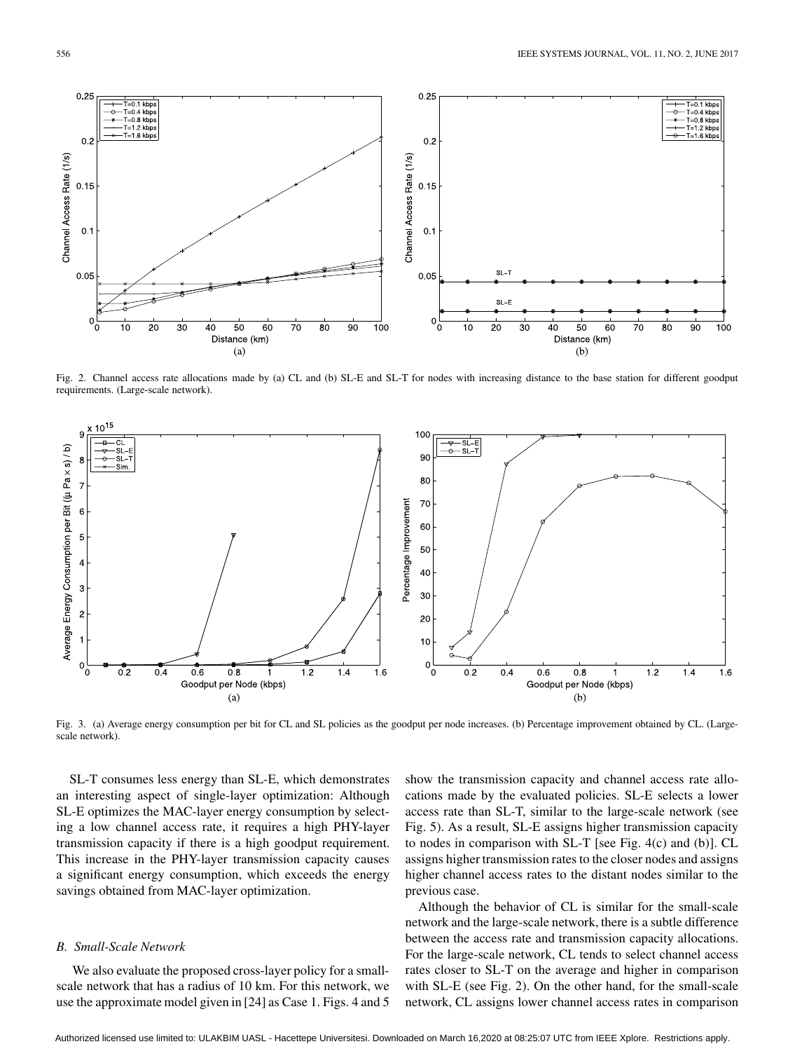Fig. 2. Channel access rate allocations made by (a) CL and (b) SL-E and SL-T for nodes with increasing distance to the base station for different goodput requirements. (Large-scale network).

Fig. 3. (a) Average energy consumption per bit for CL and SL policies as the goodput per node increases. (b) Percentage improvement obtained by CL. (Large-scale network).

SL-T consumes less energy than SL-E, which demonstrates an interesting aspect of single-layer optimization: Although SL-E optimizes the MAC-layer energy consumption by selecting a low channel access rate, it requires a high PHY-layer transmission capacity if there is a high goodput requirement. This increase in the PHY-layer transmission capacity causes a significant energy consumption, which exceeds the energy savings obtained from MAC-layer optimization.

### *B. Small-Scale Network*

We also evaluate the proposed cross-layer policy for a small-scale network that has a radius of 10 km. For this network, we use the approximate model given in [24] as Case 1. Figs. 4 and 5 show the transmission capacity and channel access rate allocations made by the evaluated policies. SL-E selects a lower access rate than SL-T, similar to the large-scale network (see Fig. 5). As a result, SL-E assigns higher transmission capacity to nodes in comparison with SL-T [see Fig. 4(c) and (b)]. CL assigns higher transmission rates to the closer nodes and assigns higher channel access rates to the distant nodes similar to the previous case.

Although the behavior of CL is similar for the small-scale network and the large-scale network, there is a subtle difference between the access rate and transmission capacity allocations. For the large-scale network, CL tends to select channel access rates closer to SL-T on the average and higher in comparison with SL-E (see Fig. 2). On the other hand, for the small-scale network, CL assigns lower channel access rates in comparison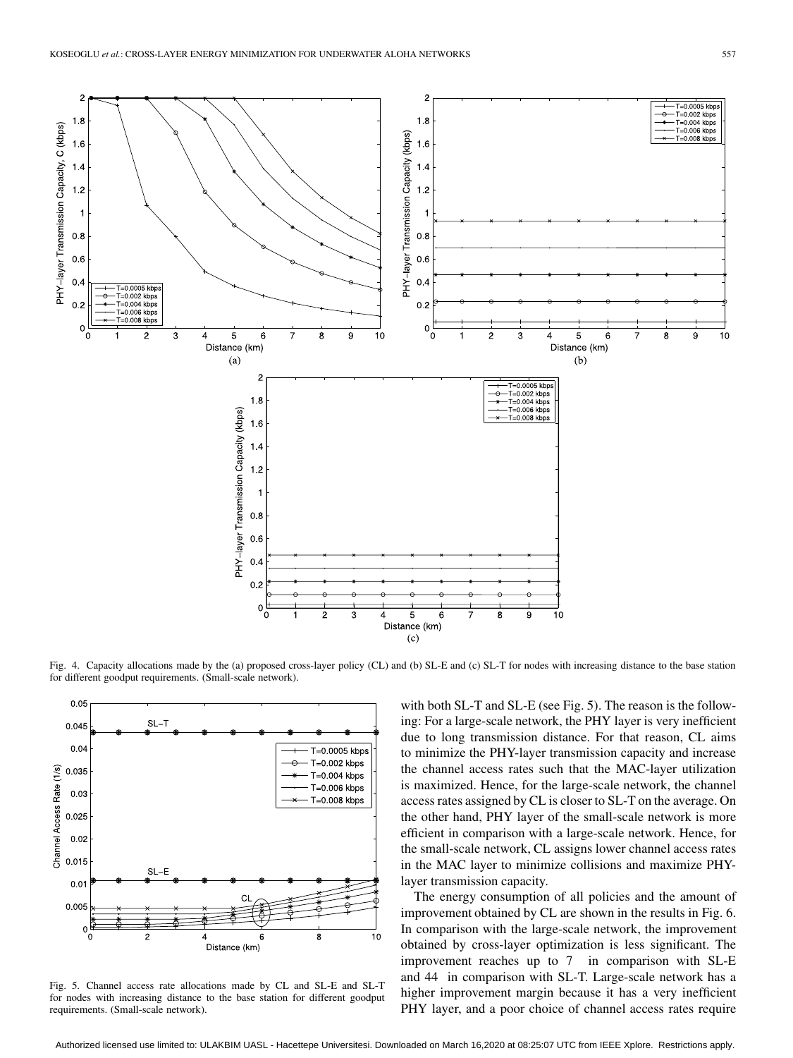Fig. 4. Capacity allocations made by the (a) proposed cross-layer policy (CL) and (b) SL-E and (c) SL-T for nodes with increasing distance to the base station for different goodput requirements. (Small-scale network).

Fig. 5. Channel access rate allocations made by CL and SL-E and SL-T for nodes with increasing distance to the base station for different goodput requirements. (Small-scale network).

with both SL-T and SL-E (see Fig. 5). The reason is the following: For a large-scale network, the PHY layer is very inefficient due to long transmission distance. For that reason, CL aims to minimize the PHY-layer transmission capacity and increase the channel access rates such that the MAC-layer utilization is maximized. Hence, for the large-scale network, the channel access rates assigned by CL is closer to SL-T on the average. On the other hand, PHY layer of the small-scale network is more efficient in comparison with a large-scale network. Hence, for the small-scale network, CL assigns lower channel access rates in the MAC layer to minimize collisions and maximize PHY-layer transmission capacity.

The energy consumption of all policies and the amount of improvement obtained by CL are shown in the results in Fig. 6. In comparison with the large-scale network, the improvement obtained by cross-layer optimization is less significant. The improvement reaches up to 7 in comparison with SL-E and 44 in comparison with SL-T. Large-scale network has a higher improvement margin because it has a very inefficient PHY layer, and a poor choice of channel access rates require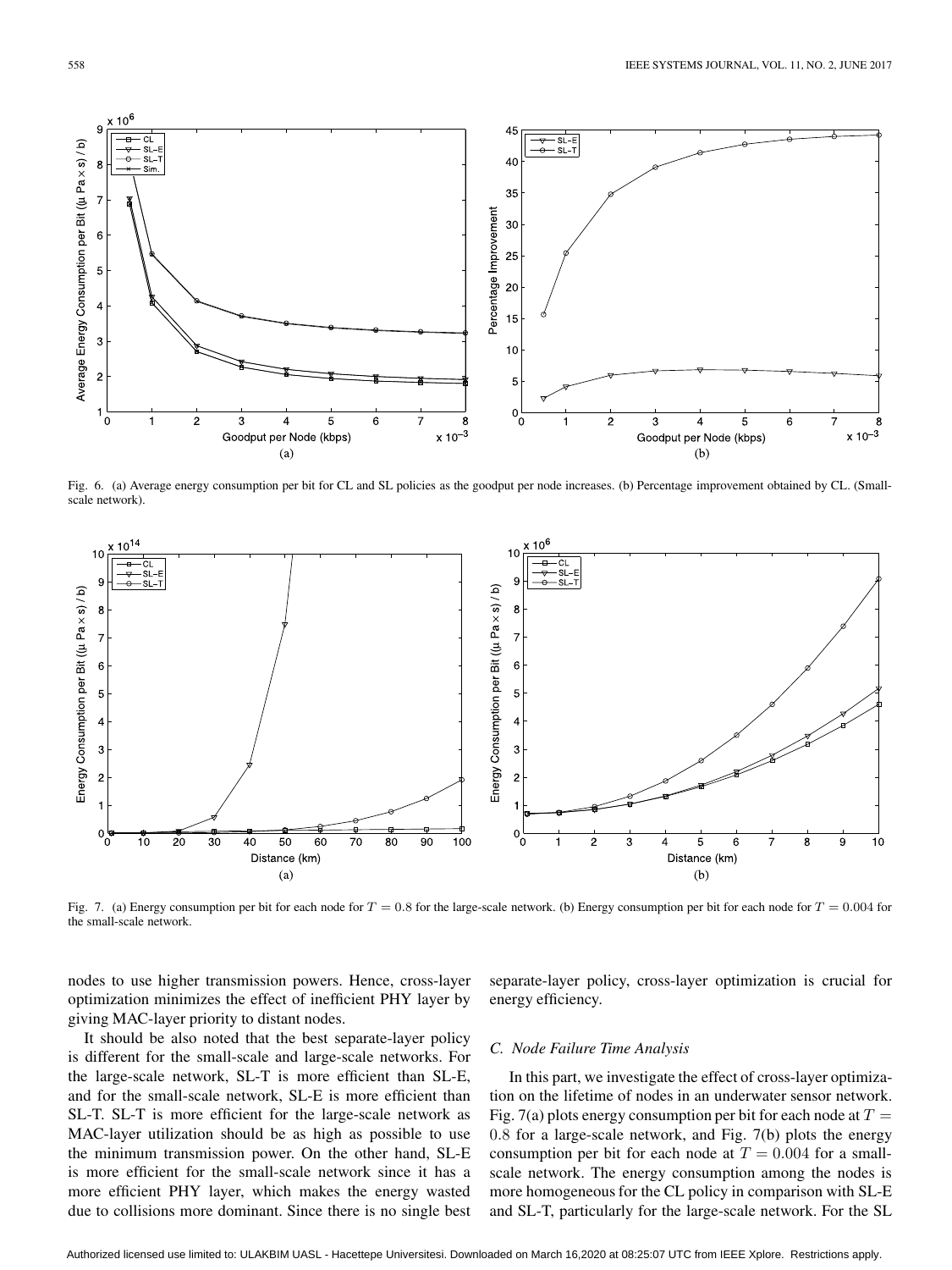Fig. 6. (a) Average energy consumption per bit for CL and SL policies as the goodput per node increases. (b) Percentage improvement obtained by CL. (Small-scale network).

Fig. 7. (a) Energy consumption per bit for each node for $T = 0.8$ for the large-scale network. (b) Energy consumption per bit for each node for $T = 0.004$ for the small-scale network.

nodes to use higher transmission powers. Hence, cross-layer optimization minimizes the effect of inefficient PHY layer by giving MAC-layer priority to distant nodes.

It should be also noted that the best separate-layer policy is different for the small-scale and large-scale networks. For the large-scale network, SL-T is more efficient than SL-E, and for the small-scale network, SL-E is more efficient than SL-T. SL-T is more efficient for the large-scale network as MAC-layer utilization should be as high as possible to use the minimum transmission power. On the other hand, SL-E is more efficient for the small-scale network since it has a more efficient PHY layer, which makes the energy wasted due to collisions more dominant. Since there is no single best separate-layer policy, cross-layer optimization is crucial for energy efficiency.

### C. Node Failure Time Analysis

In this part, we investigate the effect of cross-layer optimization on the lifetime of nodes in an underwater sensor network. Fig. 7(a) plots energy consumption per bit for each node at $T = 0.8$ for a large-scale network, and Fig. 7(b) plots the energy consumption per bit for each node at $T = 0.004$ for a small-scale network. The energy consumption among the nodes is more homogeneous for the CL policy in comparison with SL-E and SL-T, particularly for the large-scale network. For the SL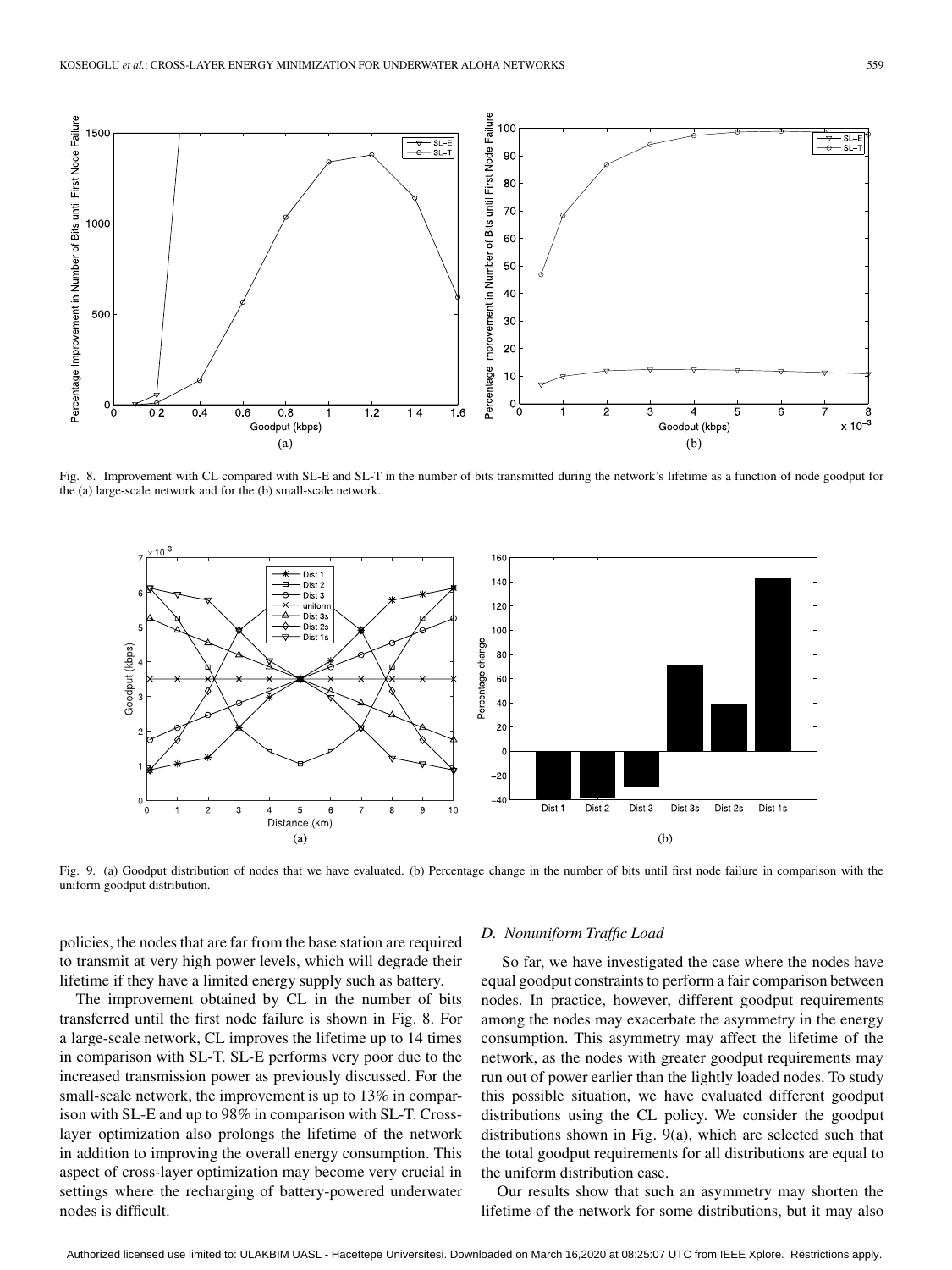Fig. 8. Improvement with CL compared with SL-E and SL-T in the number of bits transmitted during the network's lifetime as a function of node goodput for the (a) large-scale network and for the (b) small-scale network.

Fig. 9. (a) Goodput distribution of nodes that we have evaluated. (b) Percentage change in the number of bits until first node failure in comparison with the uniform goodput distribution.

policies, the nodes that are far from the base station are required to transmit at very high power levels, which will degrade their lifetime if they have a limited energy supply such as battery.

The improvement obtained by CL in the number of bits transferred until the first node failure is shown in Fig. 8. For a large-scale network, CL improves the lifetime up to 14 times in comparison with SL-T. SL-E performs very poor due to the increased transmission power as previously discussed. For the small-scale network, the improvement is up to 13% in comparison with SL-E and up to 98% in comparison with SL-T. Cross-layer optimization also prolongs the lifetime of the network in addition to improving the overall energy consumption. This aspect of cross-layer optimization may become very crucial in settings where the recharging of battery-powered underwater nodes is difficult.

### *D. Nonuniform Traffic Load*

So far, we have investigated the case where the nodes have equal goodput constraints to perform a fair comparison between nodes. In practice, however, different goodput requirements among the nodes may exacerbate the asymmetry in the energy consumption. This asymmetry may affect the lifetime of the network, as the nodes with greater goodput requirements may run out of power earlier than the lightly loaded nodes. To study this possible situation, we have evaluated different goodput distributions using the CL policy. We consider the goodput distributions shown in Fig. 9(a), which are selected such that the total goodput requirements for all distributions are equal to the uniform distribution case.

Our results show that such an asymmetry may shorten the lifetime of the network for some distributions, but it may also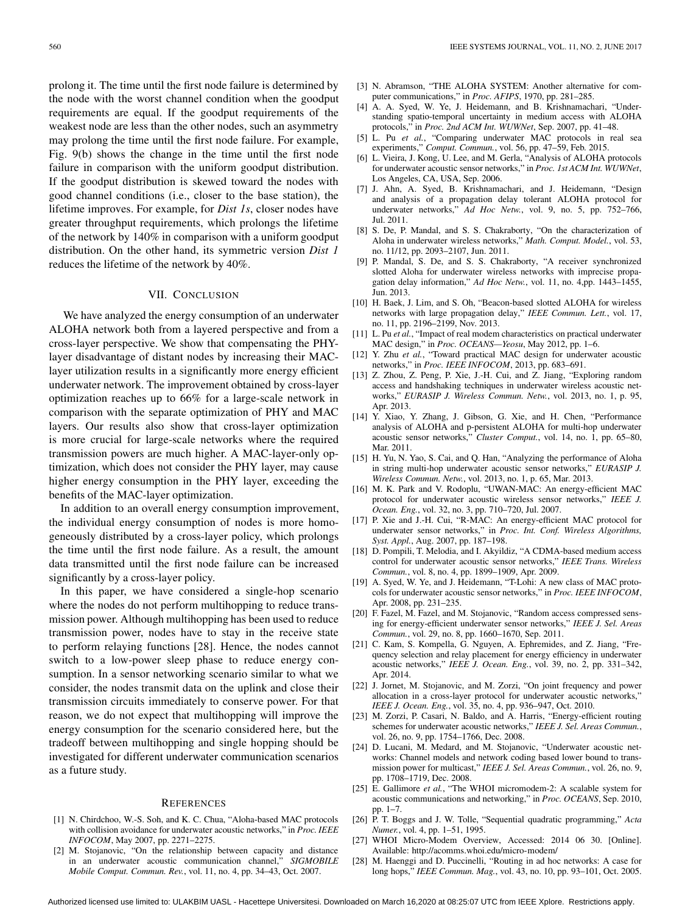prolong it. The time until the first node failure is determined by the node with the worst channel condition when the goodput requirements are equal. If the goodput requirements of the weakest node are less than the other nodes, such an asymmetry may prolong the time until the first node failure. For example, Fig. 9(b) shows the change in the time until the first node failure in comparison with the uniform goodput distribution. If the goodput distribution is skewed toward the nodes with good channel conditions (i.e., closer to the base station), the lifetime improves. For example, for *Dist 1s*, closer nodes have greater throughput requirements, which prolongs the lifetime of the network by 140% in comparison with a uniform goodput distribution. On the other hand, its symmetric version *Dist 1* reduces the lifetime of the network by 40%.

## VII. Conclusion

We have analyzed the energy consumption of an underwater ALOHA network both from a layered perspective and from a cross-layer perspective. We show that compensating the PHY-layer disadvantage of distant nodes by increasing their MAC-layer utilization results in a significantly more energy efficient underwater network. The improvement obtained by cross-layer optimization reaches up to 66% for a large-scale network in comparison with the separate optimization of PHY and MAC layers. Our results also show that cross-layer optimization is more crucial for large-scale networks where the required transmission powers are much higher. A MAC-layer-only optimization, which does not consider the PHY layer, may cause higher energy consumption in the PHY layer, exceeding the benefits of the MAC-layer optimization.

In addition to an overall energy consumption improvement, the individual energy consumption of nodes is more homogeneously distributed by a cross-layer policy, which prolongs the time until the first node failure. As a result, the amount data transmitted until the first node failure can be increased significantly by a cross-layer policy.

In this paper, we have considered a single-hop scenario where the nodes do not perform multihopping to reduce transmission power. Although multihopping has been used to reduce transmission power, nodes have to stay in the receive state to perform relaying functions [28]. Hence, the nodes cannot switch to a low-power sleep phase to reduce energy consumption. In a sensor networking scenario similar to what we consider, the nodes transmit data on the uplink and close their transmission circuits immediately to conserve power. For that reason, we do not expect that multihopping will improve the energy consumption for the scenario considered here, but the tradeoff between multihopping and single hopping should be investigated for different underwater communication scenarios as a future study.

## References

[1] N. Chirdchoo, W.-S. Soh, and K. C. Chua, "Aloha-based MAC protocols with collision avoidance for underwater acoustic networks," in *Proc. IEEE INFOCOM*, May 2007, pp. 2271–2275.

[2] M. Stojanovic, "On the relationship between capacity and distance in an underwater acoustic communication channel," *SIGMOBILE Mobile Comput. Commun. Rev.*, vol. 11, no. 4, pp. 34–43, Oct. 2007.

[3] N. Abramson, "THE ALOHA SYSTEM: Another alternative for computer communications," in *Proc. AFIPS*, 1970, pp. 281–285.

[4] A. A. Syed, W. Ye, J. Heidemann, and B. Krishnamachari, "Understanding spatio-temporal uncertainty in medium access with ALOHA protocols," in *Proc. 2nd ACM Int. WUWNet*, Sep. 2007, pp. 41–48.

[5] L. Pu *et al.*, "Comparing underwater MAC protocols in real sea experiments," *Comput. Commun.*, vol. 56, pp. 47–59, Feb. 2015.

[6] L. Vieira, J. Kong, U. Lee, and M. Gerla, "Analysis of ALOHA protocols for underwater acoustic sensor networks," in *Proc. 1st ACM Int. WUWNet*, Los Angeles, CA, USA, Sep. 2006.

[7] J. Ahn, A. Syed, B. Krishnamachari, and J. Heidemann, "Design and analysis of a propagation delay tolerant ALOHA protocol for underwater networks," *Ad Hoc Netw.*, vol. 9, no. 5, pp. 752–766, Jul. 2011.

[8] S. De, P. Mandal, and S. S. Chakraborty, "On the characterization of Aloha in underwater wireless networks," *Math. Comput. Model.*, vol. 53, no. 11/12, pp. 2093–2107, Jun. 2011.

[9] P. Mandal, S. De, and S. S. Chakraborty, "A receiver synchronized slotted Aloha for underwater wireless networks with imprecise propagation delay information," *Ad Hoc Netw.*, vol. 11, no. 4,pp. 1443–1455, Jun. 2013.

[10] H. Baek, J. Lim, and S. Oh, "Beacon-based slotted ALOHA for wireless networks with large propagation delay," *IEEE Commun. Lett.*, vol. 17, no. 11, pp. 2196–2199, Nov. 2013.

[11] L. Pu *et al.*, "Impact of real modem characteristics on practical underwater MAC design," in *Proc. OCEANS—Yeosu*, May 2012, pp. 1–6.

[12] Y. Zhu *et al.*, "Toward practical MAC design for underwater acoustic networks," in *Proc. IEEE INFOCOM*, 2013, pp. 683–691.

[13] Z. Zhou, Z. Peng, P. Xie, J.-H. Cui, and Z. Jiang, "Exploring random access and handshaking techniques in underwater wireless acoustic networks," *EURASIP J. Wireless Commun. Netw.*, vol. 2013, no. 1, p. 95, Apr. 2013.

[14] Y. Xiao, Y. Zhang, J. Gibson, G. Xie, and H. Chen, "Performance analysis of ALOHA and p-persistent ALOHA for multi-hop underwater acoustic sensor networks," *Cluster Comput.*, vol. 14, no. 1, pp. 65–80, Mar. 2011.

[15] H. Yu, N. Yao, S. Cai, and Q. Han, "Analyzing the performance of Aloha in string multi-hop underwater acoustic sensor networks," *EURASIP J. Wireless Commun. Netw.*, vol. 2013, no. 1, p. 65, Mar. 2013.

[16] M. K. Park and V. Rodoplu, "UWAN-MAC: An energy-efficient MAC protocol for underwater acoustic wireless sensor networks," *IEEE J. Ocean. Eng.*, vol. 32, no. 3, pp. 710–720, Jul. 2007.

[17] P. Xie and J.-H. Cui, "R-MAC: An energy-efficient MAC protocol for underwater sensor networks," in *Proc. Int. Conf. Wireless Algorithms, Syst. Appl.*, Aug. 2007, pp. 187–198.

[18] D. Pompili, T. Melodia, and I. Akyildiz, "A CDMA-based medium access control for underwater acoustic sensor networks," *IEEE Trans. Wireless Commun.*, vol. 8, no. 4, pp. 1899–1909, Apr. 2009.

[19] A. Syed, W. Ye, and J. Heidemann, "T-Lohi: A new class of MAC protocols for underwater acoustic sensor networks," in *Proc. IEEE INFOCOM*, Apr. 2008, pp. 231–235.

[20] F. Fazel, M. Fazel, and M. Stojanovic, "Random access compressed sensing for energy-efficient underwater sensor networks," *IEEE J. Sel. Areas Commun.*, vol. 29, no. 8, pp. 1660–1670, Sep. 2011.

[21] C. Kam, S. Kompella, G. Nguyen, A. Ephremides, and Z. Jiang, "Frequency selection and relay placement for energy efficiency in underwater acoustic networks," *IEEE J. Ocean. Eng.*, vol. 39, no. 2, pp. 331–342, Apr. 2014.

[22] J. Jornet, M. Stojanovic, and M. Zorzi, "On joint frequency and power allocation in a cross-layer protocol for underwater acoustic networks," *IEEE J. Ocean. Eng.*, vol. 35, no. 4, pp. 936–947, Oct. 2010.

[23] M. Zorzi, P. Casari, N. Baldo, and A. Harris, "Energy-efficient routing schemes for underwater acoustic networks," *IEEE J. Sel. Areas Commun.*, vol. 26, no. 9, pp. 1754–1766, Dec. 2008.

[24] D. Lucani, M. Medard, and M. Stojanovic, "Underwater acoustic networks: Channel models and network coding based lower bound to transmission power for multicast," *IEEE J. Sel. Areas Commun.*, vol. 26, no. 9, pp. 1708–1719, Dec. 2008.

[25] E. Gallimore *et al.*, "The WHOI micromodem-2: A scalable system for acoustic communications and networking," in *Proc. OCEANS*, Sep. 2010, pp. 1–7.

[26] P. T. Boggs and J. W. Tolle, "Sequential quadratic programming," *Acta Numer.*, vol. 4, pp. 1–51, 1995.

[27] WHOI Micro-Modem Overview, Accessed: 2014 06 30. [Online]. Available: http://acomms.whoi.edu/micro-modem/

[28] M. Haenggi and D. Puccinelli, "Routing in ad hoc networks: A case for long hops," *IEEE Commun. Mag.*, vol. 43, no. 10, pp. 93–101, Oct. 2005.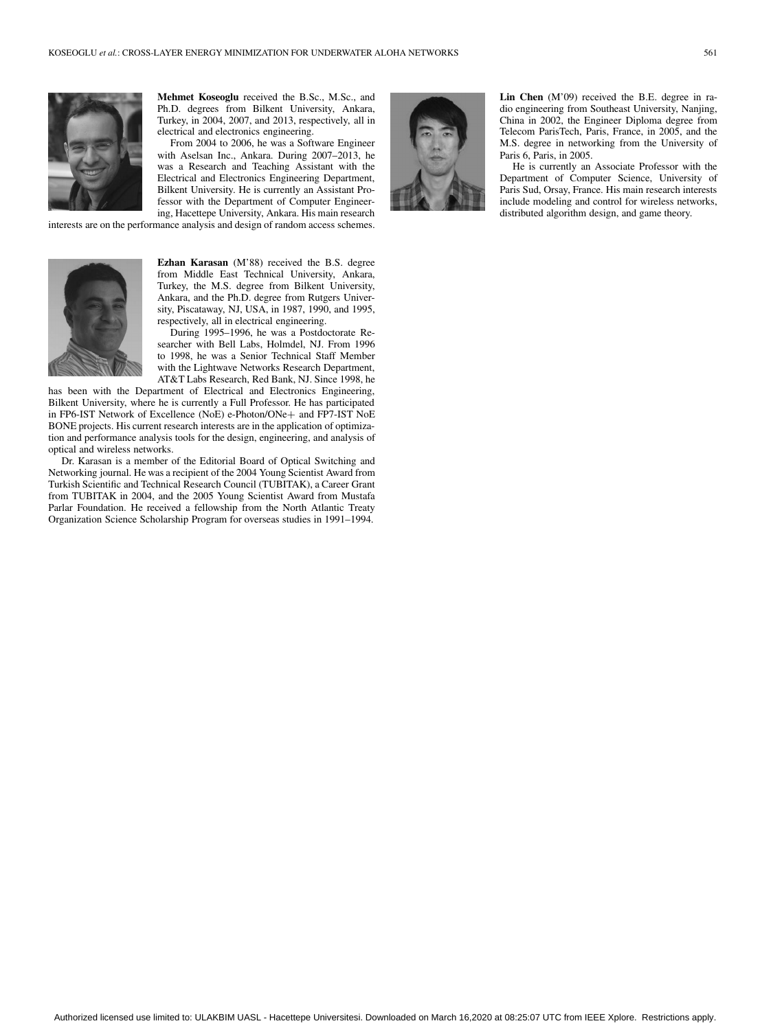**Mehmet Koseoglu** received the B.Sc., M.Sc., and Ph.D. degrees from Bilkent University, Ankara, Turkey, in 2004, 2007, and 2013, respectively, all in electrical and electronics engineering.

From 2004 to 2006, he was a Software Engineer with Aselsan Inc., Ankara. During 2007–2013, he was a Research and Teaching Assistant with the Electrical and Electronics Engineering Department, Bilkent University. He is currently an Assistant Professor with the Department of Computer Engineering, Hacettepe University, Ankara. His main research interests are on the performance analysis and design of random access schemes.

**Ezhan Karasan** (M'88) received the B.S. degree from Middle East Technical University, Ankara, Turkey, the M.S. degree from Bilkent University, Ankara, and the Ph.D. degree from Rutgers University, Piscataway, NJ, USA, in 1987, 1990, and 1995, respectively, all in electrical engineering.

During 1995–1996, he was a Postdoctorate Researcher with Bell Labs, Holmdel, NJ. From 1996 to 1998, he was a Senior Technical Staff Member with the Lightwave Networks Research Department, AT&T Labs Research, Red Bank, NJ. Since 1998, he has been with the Department of Electrical and Electronics Engineering, Bilkent University, where he is currently a Full Professor. He has participated in FP6-IST Network of Excellence (NoE) e-Photon/ONe+ and FP7-IST NoE BONE projects. His current research interests are in the application of optimization and performance analysis tools for the design, engineering, and analysis of optical and wireless networks.

Dr. Karasan is a member of the Editorial Board of Optical Switching and Networking journal. He was a recipient of the 2004 Young Scientist Award from Turkish Scientific and Technical Research Council (TUBITAK), a Career Grant from TUBITAK in 2004, and the 2005 Young Scientist Award from Mustafa Parlar Foundation. He received a fellowship from the North Atlantic Treaty Organization Science Scholarship Program for overseas studies in 1991–1994.

**Lin Chen** (M'09) received the B.E. degree in radio engineering from Southeast University, Nanjing, China in 2002, the Engineer Diploma degree from Telecom ParisTech, Paris, France, in 2005, and the M.S. degree in networking from the University of Paris 6, Paris, in 2005.

He is currently an Associate Professor with the Department of Computer Science, University of Paris Sud, Orsay, France. His main research interests include modeling and control for wireless networks, distributed algorithm design, and game theory.